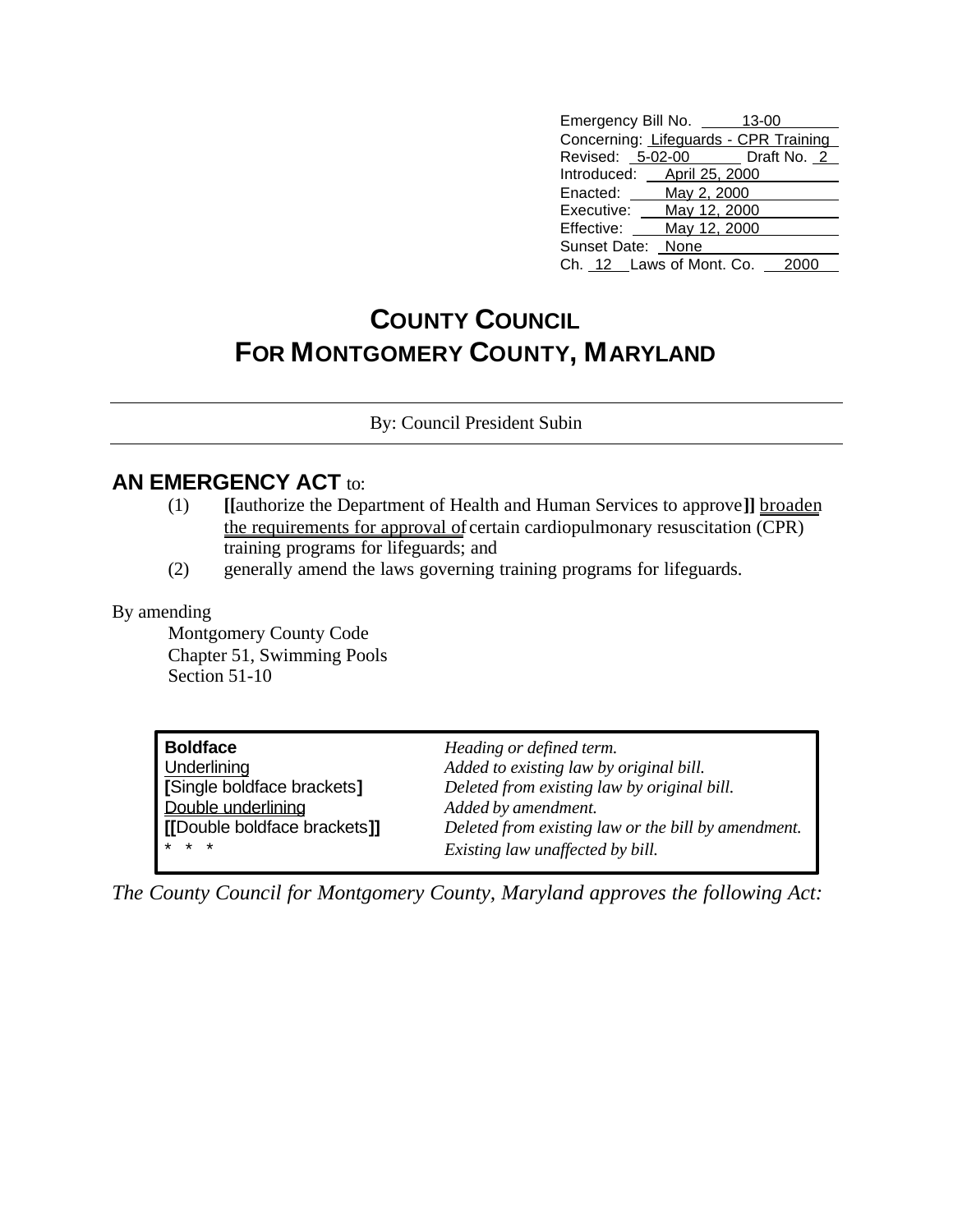| | |
|---|---|
| Emergency Bill No. | 13-00 |
| Concerning: | Lifeguards - CPR Training |
| Revised: 5-02-00 | Draft No. 2 |
| Introduced: | April 25, 2000 |
| Enacted: | May 2, 2000 |
| Executive: | May 12, 2000 |
| Effective: | May 12, 2000 |
| Sunset Date: | None |
| Ch. 12 Laws of Mont. Co. | 2000 |

# COUNTY COUNCIL FOR MONTGOMERY COUNTY, MARYLAND

By: Council President Subin

**AN EMERGENCY ACT** to:

(1) **[[**authorize the Department of Health and Human Services to approve**]]** broaden the requirements for approval of certain cardiopulmonary resuscitation (CPR) training programs for lifeguards; and

(2) generally amend the laws governing training programs for lifeguards.

By amending

Montgomery County Code
Chapter 51, Swimming Pools
Section 51-10

| | |
|---|---|
| **Boldface** | *Heading or defined term.* |
| Underlining | *Added to existing law by original bill.* |
| **[**Single boldface brackets**]** | *Deleted from existing law by original bill.* |
| Double underlining | *Added by amendment.* |
| **[[**Double boldface brackets**]]** | *Deleted from existing law or the bill by amendment.* |
| * * * | *Existing law unaffected by bill.* |

*The County Council for Montgomery County, Maryland approves the following Act:*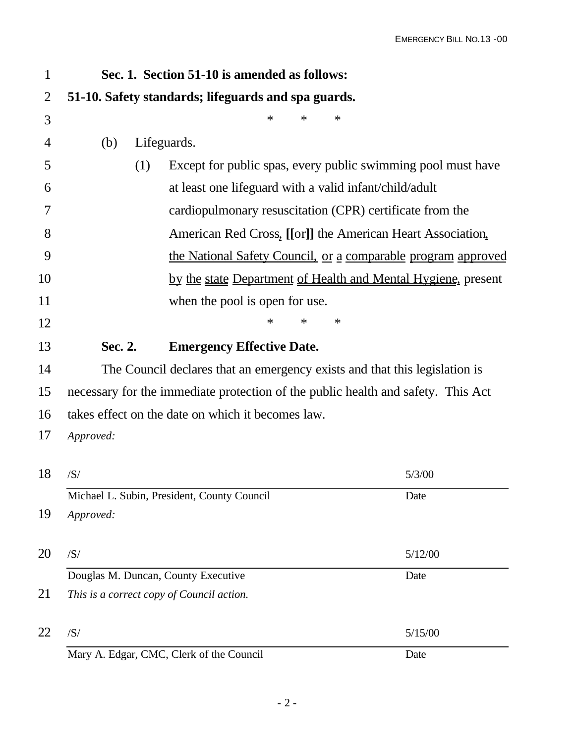**Sec. 1. Section 51-10 is amended as follows:**

**51-10. Safety standards; lifeguards and spa guards.**

\* \* \*

(b) Lifeguards.

(1) Except for public spas, every public swimming pool must have at least one lifeguard with a valid infant/child/adult cardiopulmonary resuscitation (CPR) certificate from the American Red Cross, **[[**or**]]** the American Heart Association, the National Safety Council, or a comparable program approved by the state Department of Health and Mental Hygiene, present when the pool is open for use.

\* \* \*

**Sec. 2. Emergency Effective Date.**

The Council declares that an emergency exists and that this legislation is necessary for the immediate protection of the public health and safety. This Act takes effect on the date on which it becomes law.

*Approved:*

/S/ 5/3/00

Michael L. Subin, President, County Council Date

*Approved:*

/S/ 5/12/00

Douglas M. Duncan, County Executive Date

*This is a correct copy of Council action.*

/S/ 5/15/00

Mary A. Edgar, CMC, Clerk of the Council Date